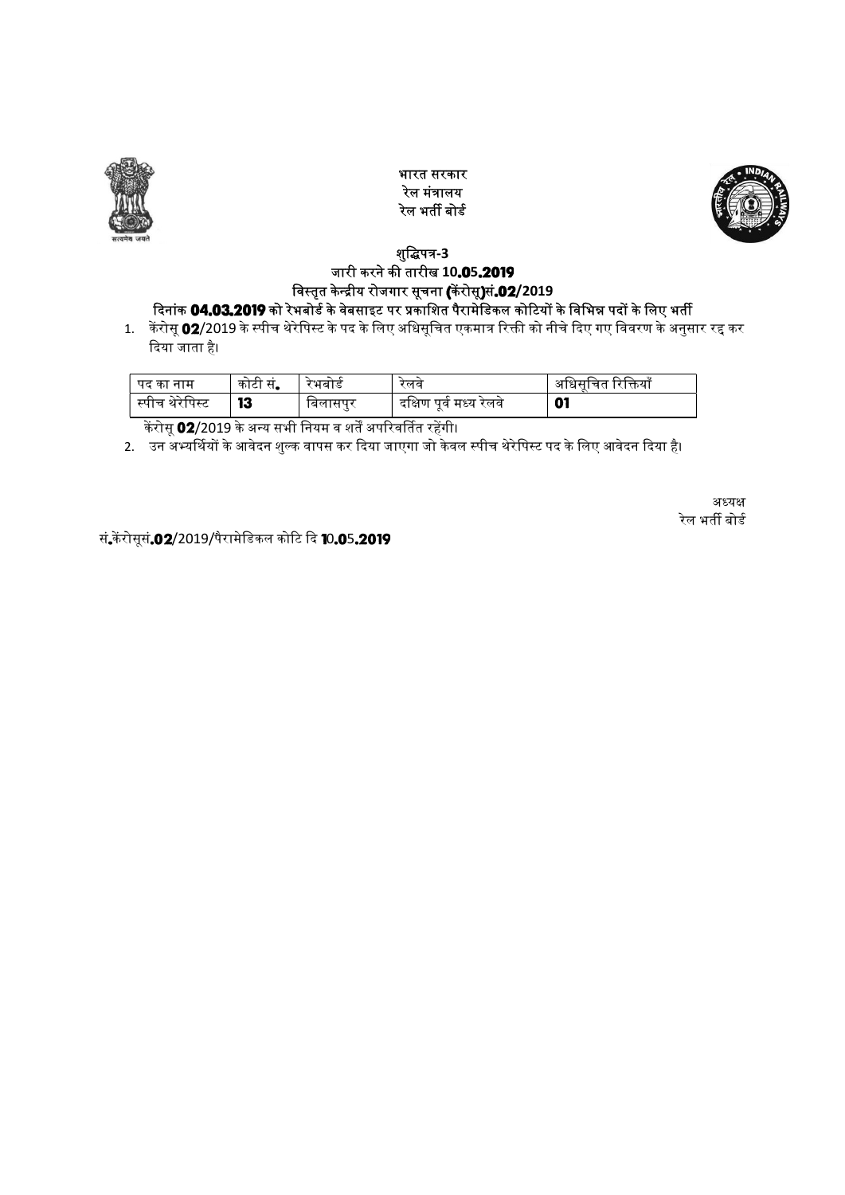भारत सरकार
रेल मंत्रालय
रेल भर्ती बोर्ड

### शुद्धिपत्र-3

**जारी करने की तारीख 10.05.2019**

**विस्तृत केन्द्रीय रोजगार सूचना (केंरोसू)सं.02/2019**

**दिनांक 04.03.2019 को रेभबोर्ड के वेबसाइट पर प्रकाशित पैरामेडिकल कोटियों के विभिन्न पदों के लिए भर्ती**

1. केंरोसू **02**/2019 के स्पीच थेरेपिस्ट के पद के लिए अधिसूचित एकमात्र रिक्ती को नीचे दिए गए विवरण के अनुसार रद्द कर दिया जाता है।

| पद का नाम | कोटी सं. | रेभबोर्ड | रेलवे | अधिसूचित रिक्तियाँ |
|---|---|---|---|---|
| स्पीच थेरेपिस्ट | **13** | बिलासपुर | दक्षिण पूर्व मध्य रेलवे | **01** |

केंरोसू **02**/2019 के अन्य सभी नियम व शर्तें अपरिवर्तित रहेंगी।

2. उन अभ्यर्थियों के आवेदन शुल्क वापस कर दिया जाएगा जो केवल स्पीच थेरेपिस्ट पद के लिए आवेदन दिया है।

अध्यक्ष
रेल भर्ती बोर्ड

सं.केंरोसूसं.**02**/2019/पैरामेडिकल कोटि दि **10.05.2019**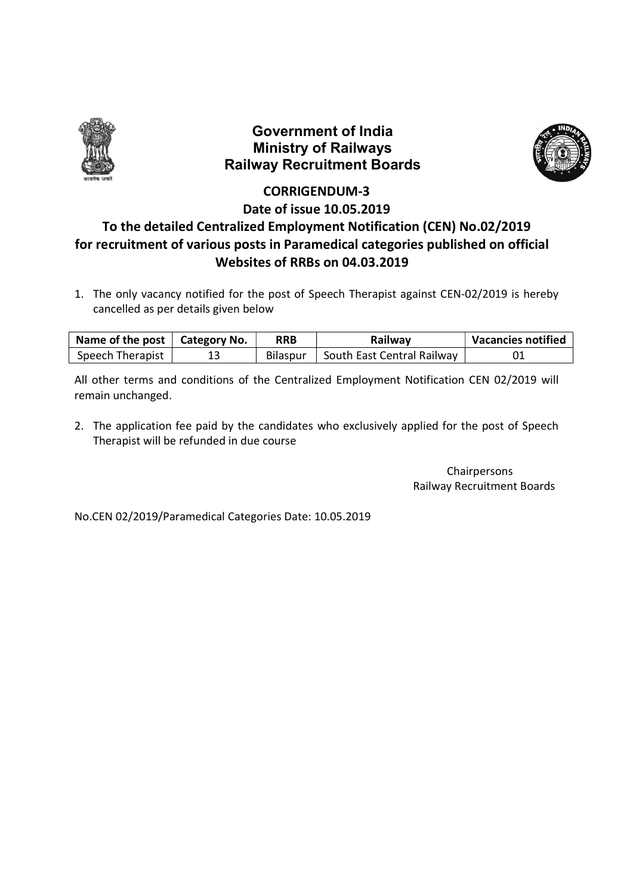# Government of India
# Ministry of Railways
# Railway Recruitment Boards

## CORRIGENDUM-3

## Date of issue 10.05.2019

## To the detailed Centralized Employment Notification (CEN) No.02/2019 for recruitment of various posts in Paramedical categories published on official Websites of RRBs on 04.03.2019

1. The only vacancy notified for the post of Speech Therapist against CEN-02/2019 is hereby cancelled as per details given below

| Name of the post | Category No. | RRB | Railway | Vacancies notified |
|---|---|---|---|---|
| Speech Therapist | 13 | Bilaspur | South East Central Railway | 01 |

All other terms and conditions of the Centralized Employment Notification CEN 02/2019 will remain unchanged.

2. The application fee paid by the candidates who exclusively applied for the post of Speech Therapist will be refunded in due course

Chairpersons
Railway Recruitment Boards

No.CEN 02/2019/Paramedical Categories Date: 10.05.2019